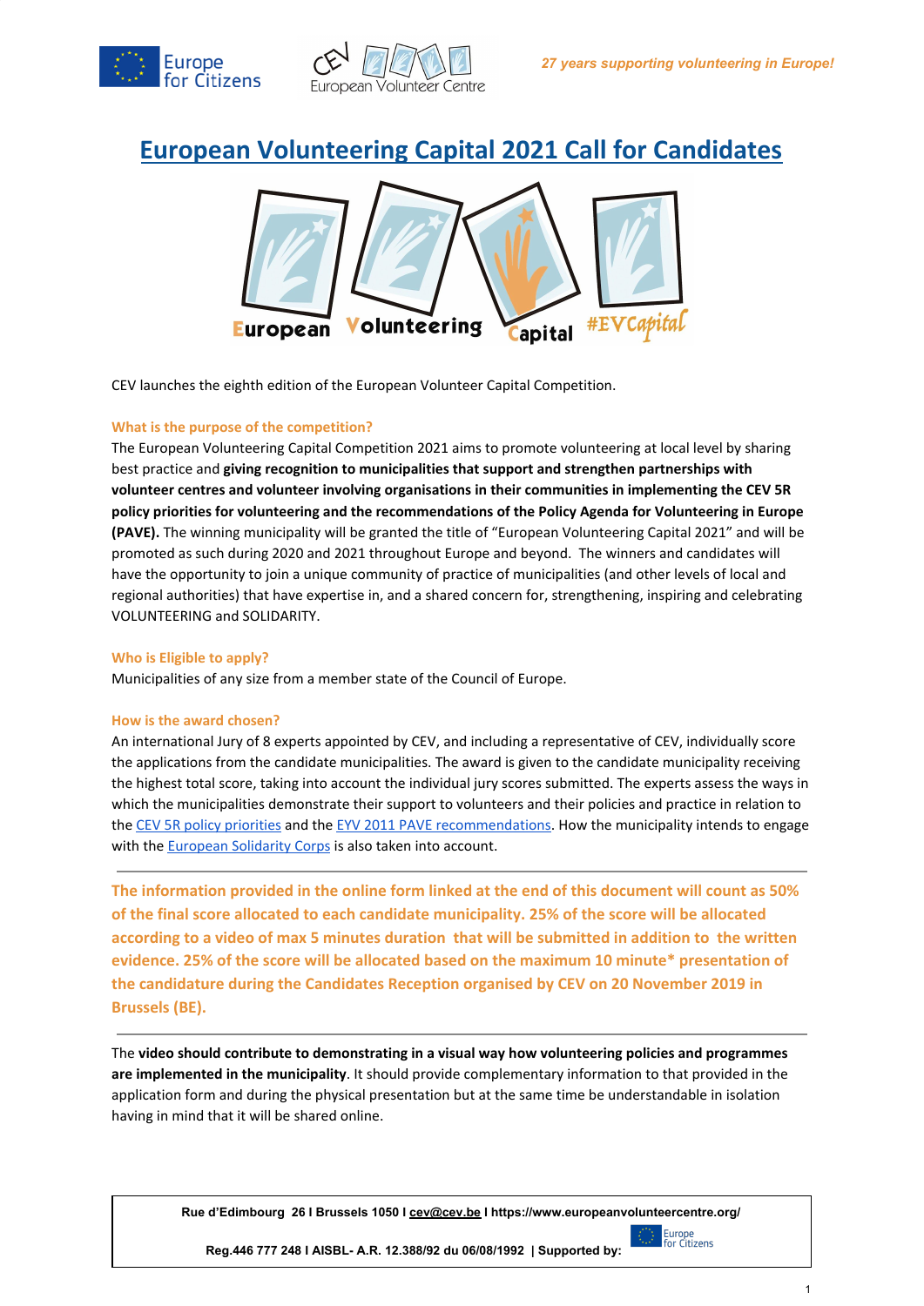# European Volunteering Capital 2021 Call for Candidates

CEV launches the eighth edition of the European Volunteer Capital Competition.

### What is the purpose of the competition?

The European Volunteering Capital Competition 2021 aims to promote volunteering at local level by sharing best practice and **giving recognition to municipalities that support and strengthen partnerships with volunteer centres and volunteer involving organisations in their communities in implementing the CEV 5R policy priorities for volunteering and the recommendations of the Policy Agenda for Volunteering in Europe (PAVE).** The winning municipality will be granted the title of "European Volunteering Capital 2021" and will be promoted as such during 2020 and 2021 throughout Europe and beyond. The winners and candidates will have the opportunity to join a unique community of practice of municipalities (and other levels of local and regional authorities) that have expertise in, and a shared concern for, strengthening, inspiring and celebrating VOLUNTEERING and SOLIDARITY.

### Who is Eligible to apply?

Municipalities of any size from a member state of the Council of Europe.

### How is the award chosen?

An international Jury of 8 experts appointed by CEV, and including a representative of CEV, individually score the applications from the candidate municipalities. The award is given to the candidate municipality receiving the highest total score, taking into account the individual jury scores submitted. The experts assess the ways in which the municipalities demonstrate their support to volunteers and their policies and practice in relation to the CEV 5R policy priorities and the EYV 2011 PAVE recommendations. How the municipality intends to engage with the European Solidarity Corps is also taken into account.

---

**The information provided in the online form linked at the end of this document will count as 50% of the final score allocated to each candidate municipality. 25% of the score will be allocated according to a video of max 5 minutes duration that will be submitted in addition to the written evidence. 25% of the score will be allocated based on the maximum 10 minute* presentation of the candidature during the Candidates Reception organised by CEV on 20 November 2019 in Brussels (BE).**

---

The **video should contribute to demonstrating in a visual way how volunteering policies and programmes are implemented in the municipality**. It should provide complementary information to that provided in the application form and during the physical presentation but at the same time be understandable in isolation having in mind that it will be shared online.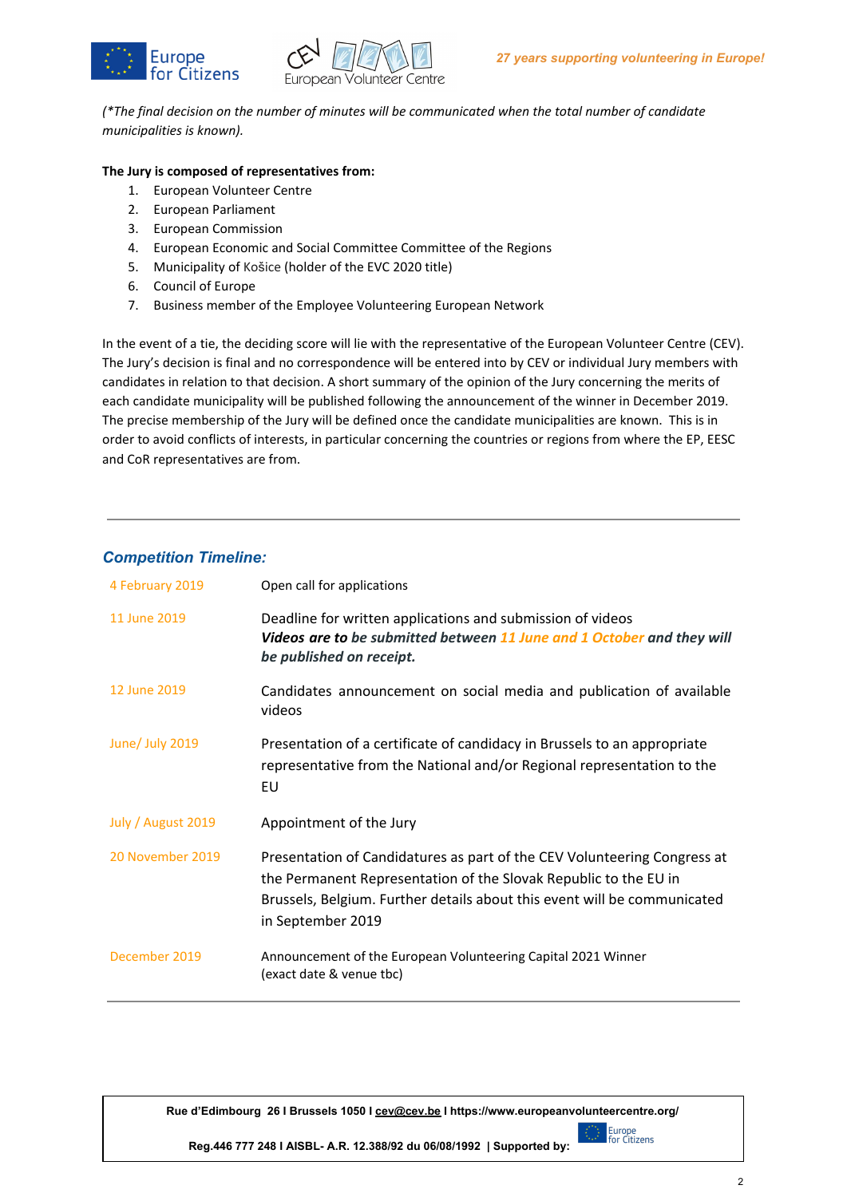*(\*The final decision on the number of minutes will be communicated when the total number of candidate municipalities is known).*

**The Jury is composed of representatives from:**

1. European Volunteer Centre
2. European Parliament
3. European Commission
4. European Economic and Social Committee Committee of the Regions
5. Municipality of Košice (holder of the EVC 2020 title)
6. Council of Europe
7. Business member of the Employee Volunteering European Network

In the event of a tie, the deciding score will lie with the representative of the European Volunteer Centre (CEV). The Jury's decision is final and no correspondence will be entered into by CEV or individual Jury members with candidates in relation to that decision. A short summary of the opinion of the Jury concerning the merits of each candidate municipality will be published following the announcement of the winner in December 2019. The precise membership of the Jury will be defined once the candidate municipalities are known. This is in order to avoid conflicts of interests, in particular concerning the countries or regions from where the EP, EESC and CoR representatives are from.

---

## *Competition Timeline:*

| | |
|---|---|
| 4 February 2019 | Open call for applications |
| 11 June 2019 | Deadline for written applications and submission of videos<br>***Videos are to be submitted between 11 June and 1 October and they will be published on receipt.*** |
| 12 June 2019 | Candidates announcement on social media and publication of available videos |
| June/ July 2019 | Presentation of a certificate of candidacy in Brussels to an appropriate representative from the National and/or Regional representation to the EU |
| July / August 2019 | Appointment of the Jury |
| 20 November 2019 | Presentation of Candidatures as part of the CEV Volunteering Congress at the Permanent Representation of the Slovak Republic to the EU in Brussels, Belgium. Further details about this event will be communicated in September 2019 |
| December 2019 | Announcement of the European Volunteering Capital 2021 Winner<br>(exact date & venue tbc) |

---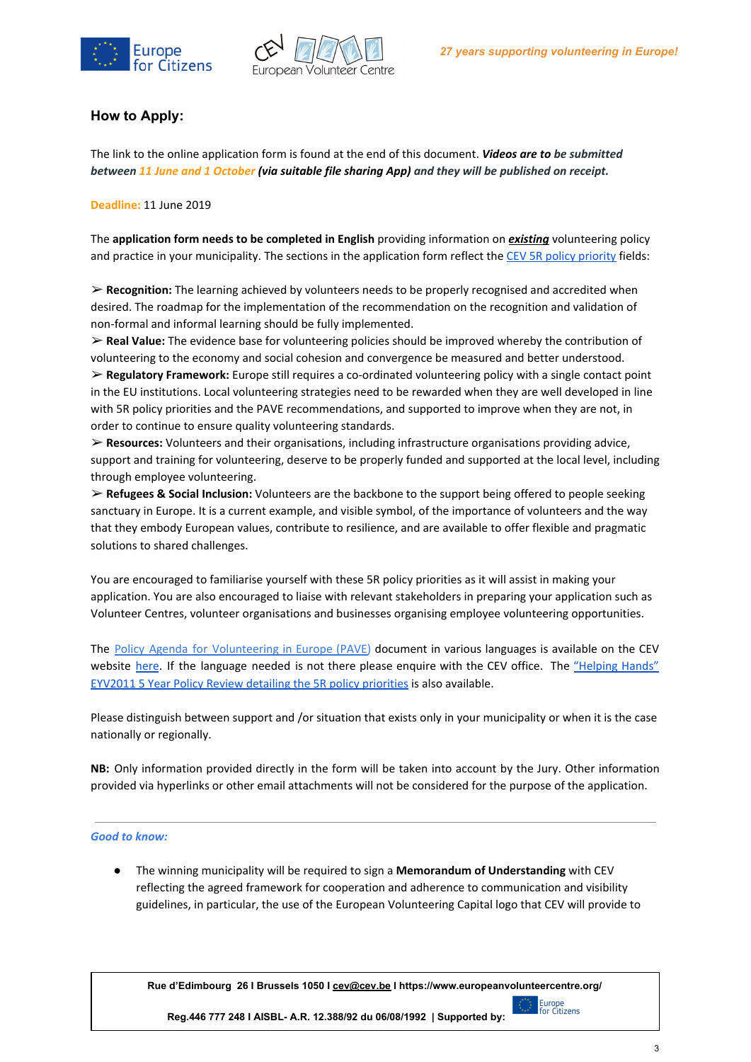## How to Apply:

The link to the online application form is found at the end of this document. ***Videos are to be submitted between 11 June and 1 October (via suitable file sharing App) and they will be published on receipt.***

**Deadline:** 11 June 2019

The **application form needs to be completed in English** providing information on ***existing*** volunteering policy and practice in your municipality. The sections in the application form reflect the CEV 5R policy priority fields:

➢ **Recognition:** The learning achieved by volunteers needs to be properly recognised and accredited when desired. The roadmap for the implementation of the recommendation on the recognition and validation of non-formal and informal learning should be fully implemented.
➢ **Real Value:** The evidence base for volunteering policies should be improved whereby the contribution of volunteering to the economy and social cohesion and convergence be measured and better understood.
➢ **Regulatory Framework:** Europe still requires a co-ordinated volunteering policy with a single contact point in the EU institutions. Local volunteering strategies need to be rewarded when they are well developed in line with 5R policy priorities and the PAVE recommendations, and supported to improve when they are not, in order to continue to ensure quality volunteering standards.
➢ **Resources:** Volunteers and their organisations, including infrastructure organisations providing advice, support and training for volunteering, deserve to be properly funded and supported at the local level, including through employee volunteering.
➢ **Refugees & Social Inclusion:** Volunteers are the backbone to the support being offered to people seeking sanctuary in Europe. It is a current example, and visible symbol, of the importance of volunteers and the way that they embody European values, contribute to resilience, and are available to offer flexible and pragmatic solutions to shared challenges.

You are encouraged to familiarise yourself with these 5R policy priorities as it will assist in making your application. You are also encouraged to liaise with relevant stakeholders in preparing your application such as Volunteer Centres, volunteer organisations and businesses organising employee volunteering opportunities.

The Policy Agenda for Volunteering in Europe (PAVE) document in various languages is available on the CEV website here. If the language needed is not there please enquire with the CEV office. The "Helping Hands" EYV2011 5 Year Policy Review detailing the 5R policy priorities is also available.

Please distinguish between support and /or situation that exists only in your municipality or when it is the case nationally or regionally.

**NB:** Only information provided directly in the form will be taken into account by the Jury. Other information provided via hyperlinks or other email attachments will not be considered for the purpose of the application.

---

***Good to know:***

- The winning municipality will be required to sign a **Memorandum of Understanding** with CEV reflecting the agreed framework for cooperation and adherence to communication and visibility guidelines, in particular, the use of the European Volunteering Capital logo that CEV will provide to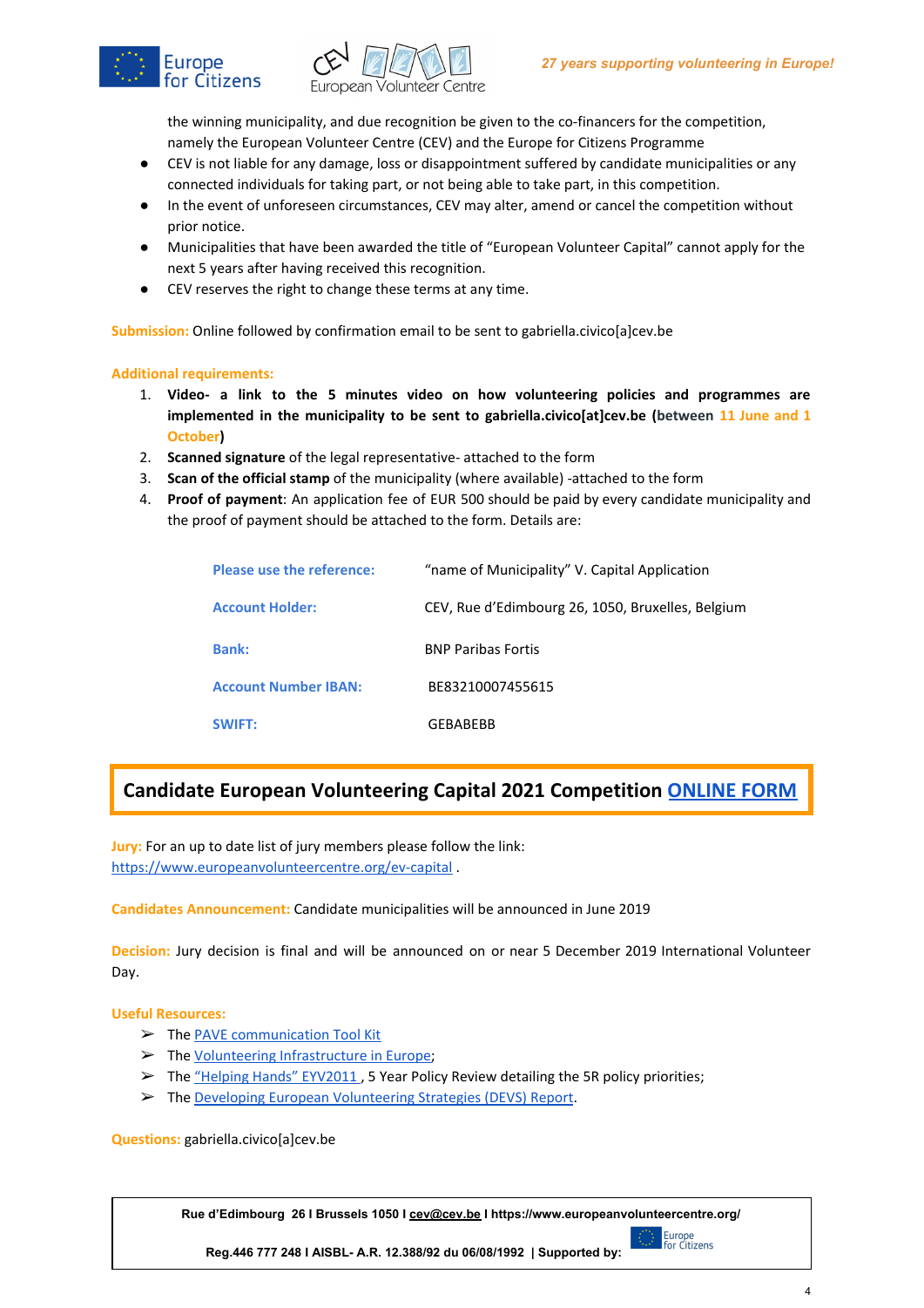the winning municipality, and due recognition be given to the co-financers for the competition, namely the European Volunteer Centre (CEV) and the Europe for Citizens Programme

- CEV is not liable for any damage, loss or disappointment suffered by candidate municipalities or any connected individuals for taking part, or not being able to take part, in this competition.
- In the event of unforeseen circumstances, CEV may alter, amend or cancel the competition without prior notice.
- Municipalities that have been awarded the title of "European Volunteer Capital" cannot apply for the next 5 years after having received this recognition.
- CEV reserves the right to change these terms at any time.

**Submission:** Online followed by confirmation email to be sent to gabriella.civico[a]cev.be

**Additional requirements:**

1. **Video- a link to the 5 minutes video on how volunteering policies and programmes are implemented in the municipality to be sent to gabriella.civico[at]cev.be (between 11 June and 1 October)**
2. **Scanned signature** of the legal representative- attached to the form
3. **Scan of the official stamp** of the municipality (where available) -attached to the form
4. **Proof of payment**: An application fee of EUR 500 should be paid by every candidate municipality and the proof of payment should be attached to the form. Details are:

| | |
|---|---|
| **Please use the reference:** | "name of Municipality" V. Capital Application |
| **Account Holder:** | CEV, Rue d'Edimbourg 26, 1050, Bruxelles, Belgium |
| **Bank:** | BNP Paribas Fortis |
| **Account Number IBAN:** | BE83210007455615 |
| **SWIFT:** | GEBABEBB |

## Candidate European Volunteering Capital 2021 Competition ONLINE FORM

**Jury:** For an up to date list of jury members please follow the link: https://www.europeanvolunteercentre.org/ev-capital .

**Candidates Announcement:** Candidate municipalities will be announced in June 2019

**Decision:** Jury decision is final and will be announced on or near 5 December 2019 International Volunteer Day.

**Useful Resources:**

- The PAVE communication Tool Kit
- The Volunteering Infrastructure in Europe;
- The "Helping Hands" EYV2011 , 5 Year Policy Review detailing the 5R policy priorities;
- The Developing European Volunteering Strategies (DEVS) Report.

**Questions:** gabriella.civico[a]cev.be

Rue d'Edimbourg 26 I Brussels 1050 I cev@cev.be I https://www.europeanvolunteercentre.org/

Reg.446 777 248 I AISBL- A.R. 12.388/92 du 06/08/1992 | Supported by: Europe for Citizens